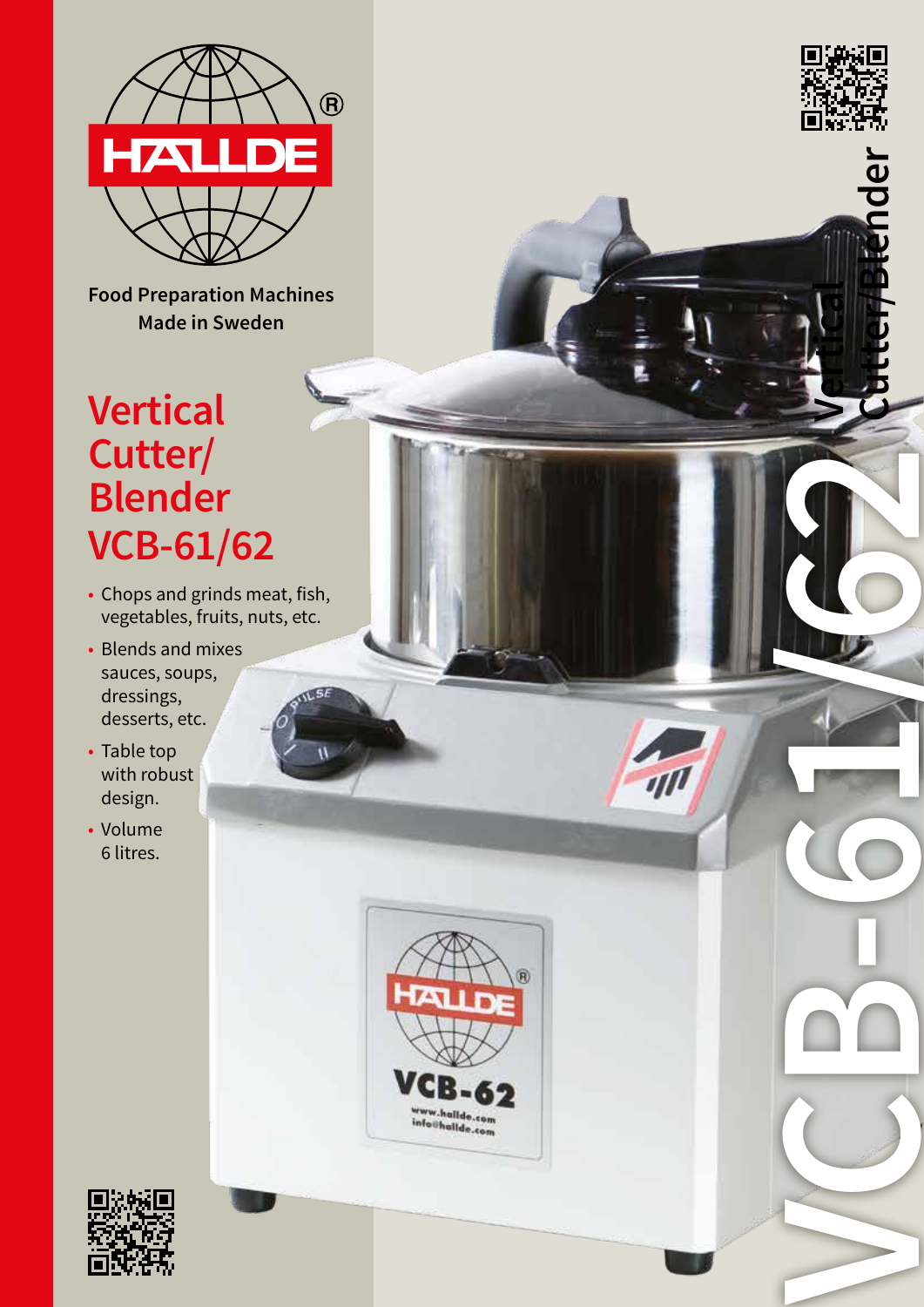HALLDE®

Food Preparation Machines
Made in Sweden

# Vertical Cutter/ Blender VCB-61/62

- Chops and grinds meat, fish, vegetables, fruits, nuts, etc.
- Blends and mixes sauces, soups, dressings, desserts, etc.
- Table top with robust design.
- Volume 6 litres.

Vertical Cutter/Blender

VCB-61/62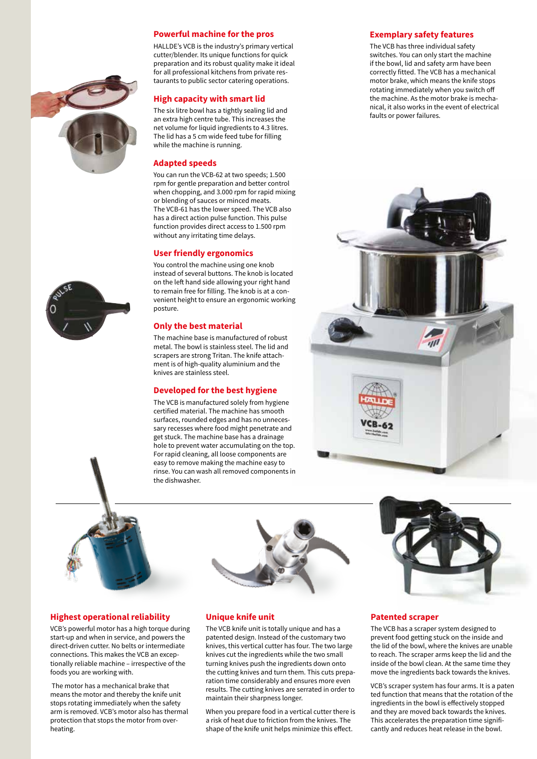## Powerful machine for the pros

HALLDE's VCB is the industry's primary vertical cutter/blender. Its unique functions for quick preparation and its robust quality make it ideal for all professional kitchens from private restaurants to public sector catering operations.

## High capacity with smart lid

The six litre bowl has a tightly sealing lid and an extra high centre tube. This increases the net volume for liquid ingredients to 4.3 litres. The lid has a 5 cm wide feed tube for filling while the machine is running.

## Adapted speeds

You can run the VCB-62 at two speeds; 1.500 rpm for gentle preparation and better control when chopping, and 3.000 rpm for rapid mixing or blending of sauces or minced meats. The VCB-61 has the lower speed. The VCB also has a direct action pulse function. This pulse function provides direct access to 1.500 rpm without any irritating time delays.

## User friendly ergonomics

You control the machine using one knob instead of several buttons. The knob is located on the left hand side allowing your right hand to remain free for filling. The knob is at a convenient height to ensure an ergonomic working posture.

## Only the best material

The machine base is manufactured of robust metal. The bowl is stainless steel. The lid and scrapers are strong Tritan. The knife attachment is of high-quality aluminium and the knives are stainless steel.

## Developed for the best hygiene

The VCB is manufactured solely from hygiene certified material. The machine has smooth surfaces, rounded edges and has no unnecessary recesses where food might penetrate and get stuck. The machine base has a drainage hole to prevent water accumulating on the top. For rapid cleaning, all loose components are easy to remove making the machine easy to rinse. You can wash all removed components in the dishwasher.

## Exemplary safety features

The VCB has three individual safety switches. You can only start the machine if the bowl, lid and safety arm have been correctly fitted. The VCB has a mechanical motor brake, which means the knife stops rotating immediately when you switch off the machine. As the motor brake is mechanical, it also works in the event of electrical faults or power failures.

## Highest operational reliability

VCB's powerful motor has a high torque during start-up and when in service, and powers the direct-driven cutter. No belts or intermediate connections. This makes the VCB an exceptionally reliable machine – irrespective of the foods you are working with.

The motor has a mechanical brake that means the motor and thereby the knife unit stops rotating immediately when the safety arm is removed. VCB's motor also has thermal protection that stops the motor from overheating.

## Unique knife unit

The VCB knife unit is totally unique and has a patented design. Instead of the customary two knives, this vertical cutter has four. The two large knives cut the ingredients while the two small turning knives push the ingredients down onto the cutting knives and turn them. This cuts preparation time considerably and ensures more even results. The cutting knives are serrated in order to maintain their sharpness longer.

When you prepare food in a vertical cutter there is a risk of heat due to friction from the knives. The shape of the knife unit helps minimize this effect.

## Patented scraper

The VCB has a scraper system designed to prevent food getting stuck on the inside and the lid of the bowl, where the knives are unable to reach. The scraper arms keep the lid and the inside of the bowl clean. At the same time they move the ingredients back towards the knives.

VCB's scraper system has four arms. It is a patented function that means that the rotation of the ingredients in the bowl is effectively stopped and they are moved back towards the knives. This accelerates the preparation time significantly and reduces heat release in the bowl.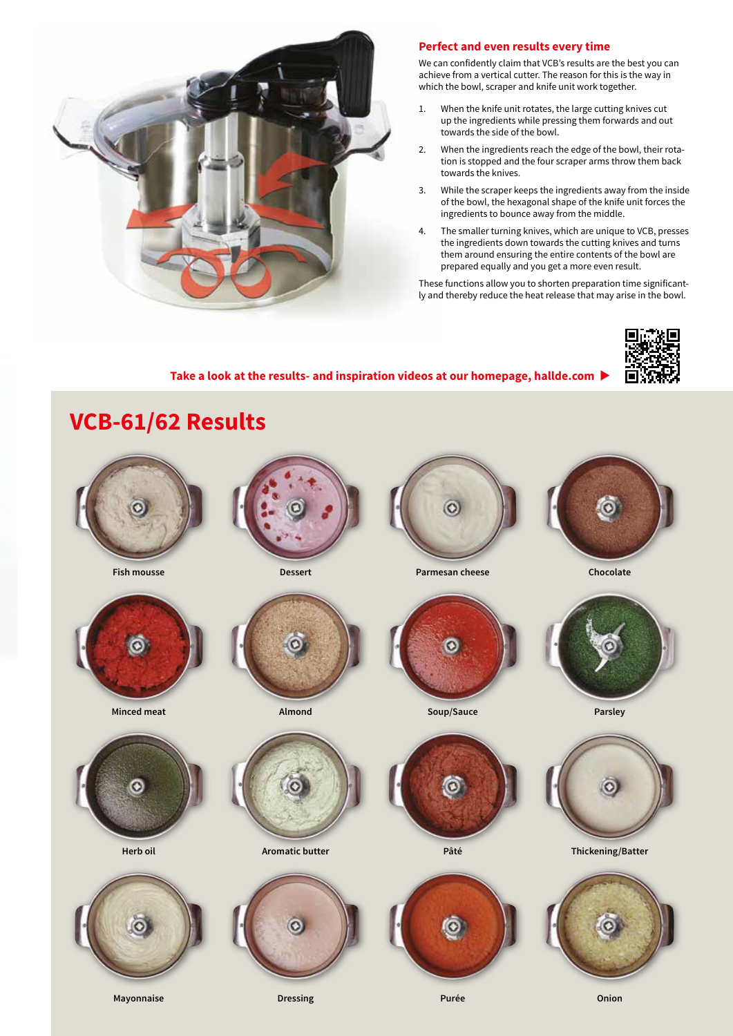## Perfect and even results every time

We can confidently claim that VCB's results are the best you can achieve from a vertical cutter. The reason for this is the way in which the bowl, scraper and knife unit work together.

1. When the knife unit rotates, the large cutting knives cut up the ingredients while pressing them forwards and out towards the side of the bowl.
2. When the ingredients reach the edge of the bowl, their rotation is stopped and the four scraper arms throw them back towards the knives.
3. While the scraper keeps the ingredients away from the inside of the bowl, the hexagonal shape of the knife unit forces the ingredients to bounce away from the middle.
4. The smaller turning knives, which are unique to VCB, presses the ingredients down towards the cutting knives and turns them around ensuring the entire contents of the bowl are prepared equally and you get a more even result.

These functions allow you to shorten preparation time significantly and thereby reduce the heat release that may arise in the bowl.

**Take a look at the results- and inspiration videos at our homepage, hallde.com ▶**

# VCB-61/62 Results

Fish mousse

Dessert

Parmesan cheese

Chocolate

Minced meat

Almond

Soup/Sauce

Parsley

Herb oil

Aromatic butter

Pâté

Thickening/Batter

Mayonnaise

Dressing

Purée

Onion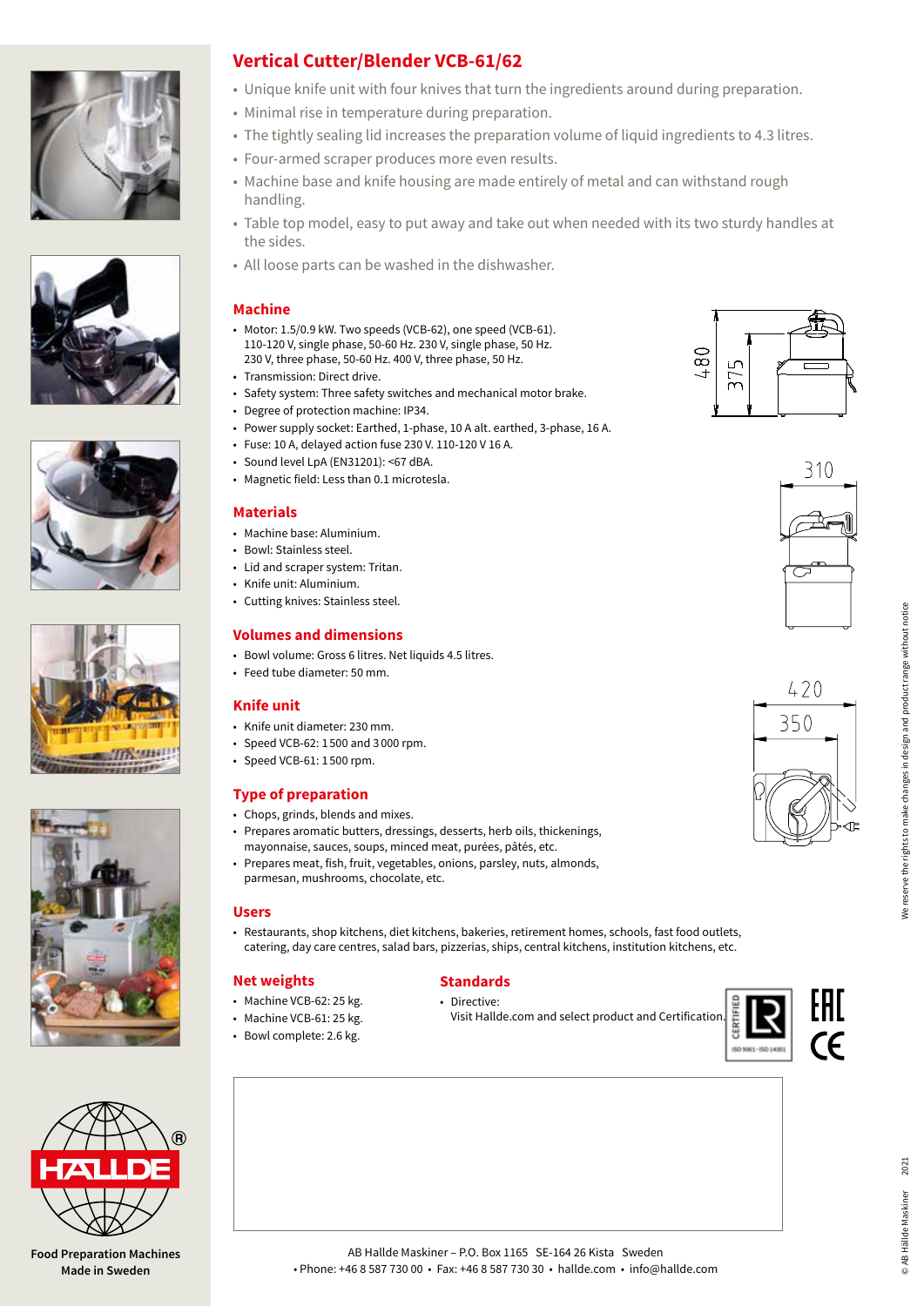# Vertical Cutter/Blender VCB-61/62

- Unique knife unit with four knives that turn the ingredients around during preparation.
- Minimal rise in temperature during preparation.
- The tightly sealing lid increases the preparation volume of liquid ingredients to 4.3 litres.
- Four-armed scraper produces more even results.
- Machine base and knife housing are made entirely of metal and can withstand rough handling.
- Table top model, easy to put away and take out when needed with its two sturdy handles at the sides.
- All loose parts can be washed in the dishwasher.

## Machine

- Motor: 1.5/0.9 kW. Two speeds (VCB-62), one speed (VCB-61). 110-120 V, single phase, 50-60 Hz. 230 V, single phase, 50 Hz. 230 V, three phase, 50-60 Hz. 400 V, three phase, 50 Hz.
- Transmission: Direct drive.
- Safety system: Three safety switches and mechanical motor brake.
- Degree of protection machine: IP34.
- Power supply socket: Earthed, 1-phase, 10 A alt. earthed, 3-phase, 16 A.
- Fuse: 10 A, delayed action fuse 230 V. 110-120 V 16 A.
- Sound level LpA (EN31201): <67 dBA.
- Magnetic field: Less than 0.1 microtesla.

480

375

310

420

350

## Materials

- Machine base: Aluminium.
- Bowl: Stainless steel.
- Lid and scraper system: Tritan.
- Knife unit: Aluminium.
- Cutting knives: Stainless steel.

## Volumes and dimensions

- Bowl volume: Gross 6 litres. Net liquids 4.5 litres.
- Feed tube diameter: 50 mm.

## Knife unit

- Knife unit diameter: 230 mm.
- Speed VCB-62: 1 500 and 3 000 rpm.
- Speed VCB-61: 1 500 rpm.

## Type of preparation

- Chops, grinds, blends and mixes.
- Prepares aromatic butters, dressings, desserts, herb oils, thickenings, mayonnaise, sauces, soups, minced meat, purées, pâtés, etc.
- Prepares meat, fish, fruit, vegetables, onions, parsley, nuts, almonds, parmesan, mushrooms, chocolate, etc.

## Users

- Restaurants, shop kitchens, diet kitchens, bakeries, retirement homes, schools, fast food outlets, catering, day care centres, salad bars, pizzerias, ships, central kitchens, institution kitchens, etc.

## Net weights

- Machine VCB-62: 25 kg.
- Machine VCB-61: 25 kg.
- Bowl complete: 2.6 kg.

## Standards

- Directive: Visit Hallde.com and select product and Certification.

CERTIFIED ISO 9001 · ISO 14001

HALLDE®

Food Preparation Machines
Made in Sweden

AB Hallde Maskiner – P.O. Box 1165 SE-164 26 Kista Sweden
• Phone: +46 8 587 730 00 • Fax: +46 8 587 730 30 • hallde.com • info@hallde.com

We reserve the rights to make changes in design and product range without notice

© AB Hallde Maskiner 2021